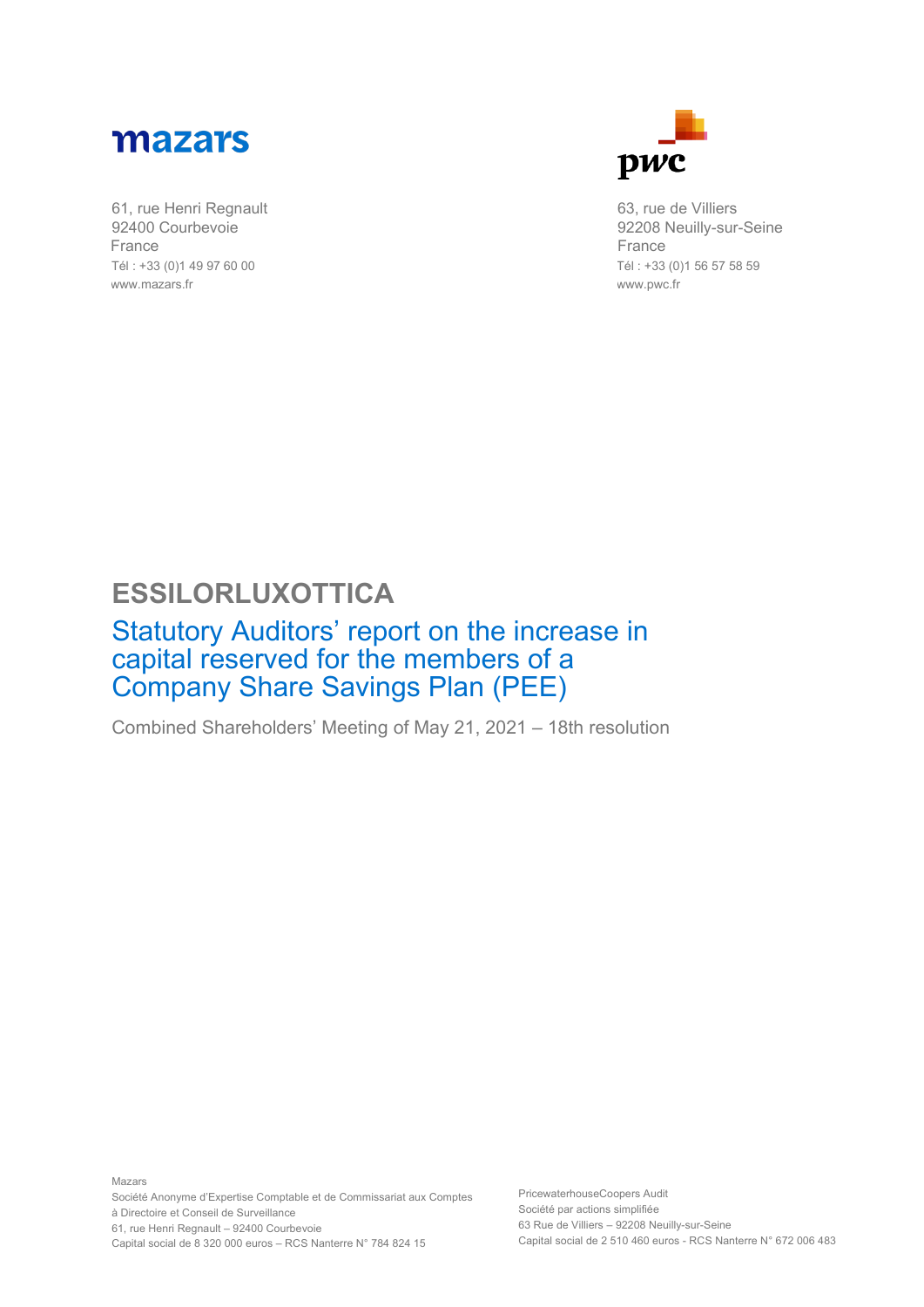mazars

61, rue Henri Regnault
92400 Courbevoie
France
Tél : +33 (0)1 49 97 60 00
www.mazars.fr

pwc

63, rue de Villiers
92208 Neuilly-sur-Seine
France
Tél : +33 (0)1 56 57 58 59
www.pwc.fr

# ESSILORLUXOTTICA

## Statutory Auditors' report on the increase in capital reserved for the members of a Company Share Savings Plan (PEE)

Combined Shareholders' Meeting of May 21, 2021 – 18th resolution

Mazars
Société Anonyme d'Expertise Comptable et de Commissariat aux Comptes
à Directoire et Conseil de Surveillance
61, rue Henri Regnault – 92400 Courbevoie
Capital social de 8 320 000 euros – RCS Nanterre N° 784 824 15

PricewaterhouseCoopers Audit
Société par actions simplifiée
63 Rue de Villiers – 92208 Neuilly-sur-Seine
Capital social de 2 510 460 euros - RCS Nanterre N° 672 006 483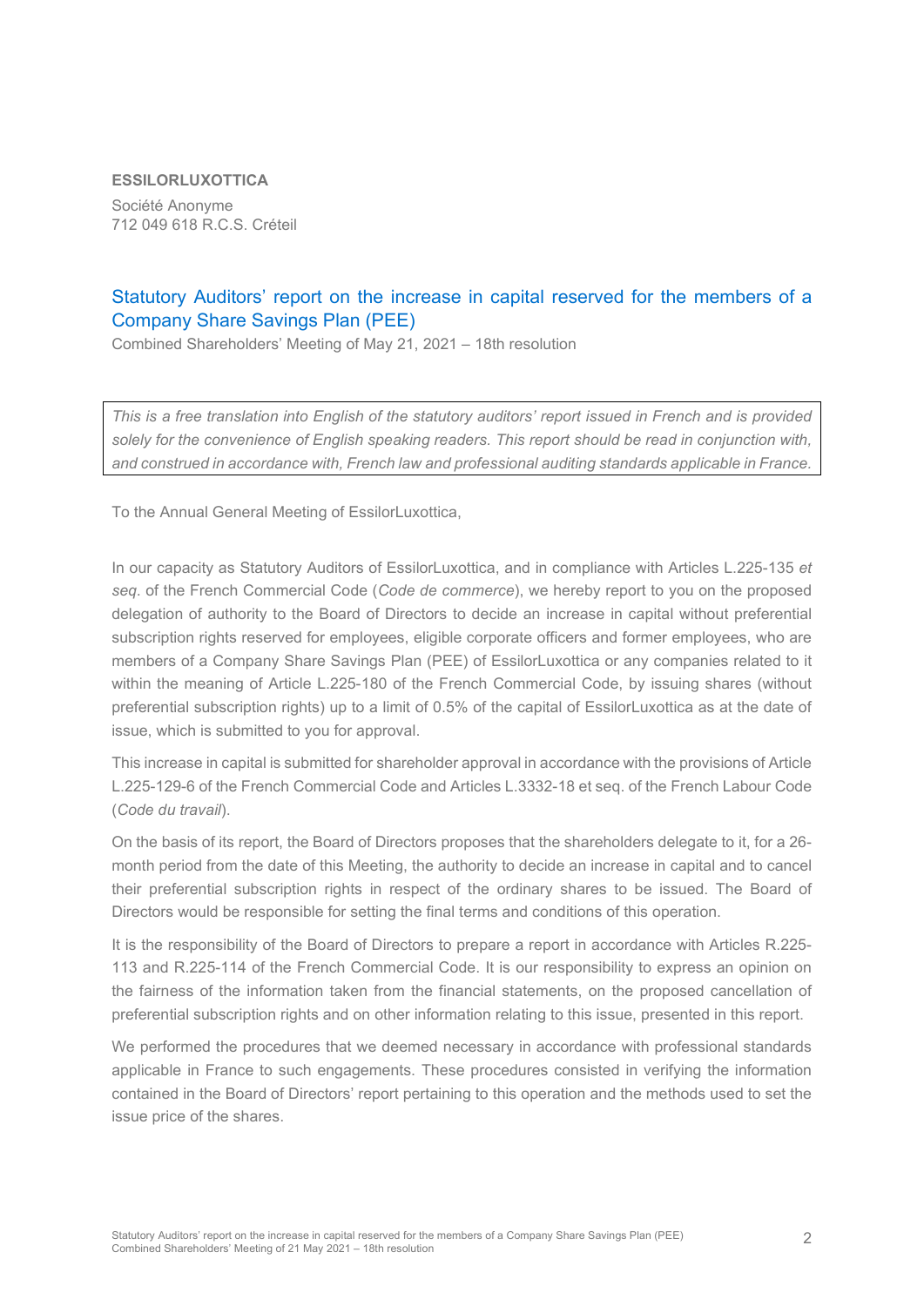**ESSILORLUXOTTICA**

Société Anonyme
712 049 618 R.C.S. Créteil

## Statutory Auditors' report on the increase in capital reserved for the members of a Company Share Savings Plan (PEE)

Combined Shareholders' Meeting of May 21, 2021 – 18th resolution

*This is a free translation into English of the statutory auditors' report issued in French and is provided solely for the convenience of English speaking readers. This report should be read in conjunction with, and construed in accordance with, French law and professional auditing standards applicable in France.*

To the Annual General Meeting of EssilorLuxottica,

In our capacity as Statutory Auditors of EssilorLuxottica, and in compliance with Articles L.225-135 *et seq*. of the French Commercial Code (*Code de commerce*), we hereby report to you on the proposed delegation of authority to the Board of Directors to decide an increase in capital without preferential subscription rights reserved for employees, eligible corporate officers and former employees, who are members of a Company Share Savings Plan (PEE) of EssilorLuxottica or any companies related to it within the meaning of Article L.225-180 of the French Commercial Code, by issuing shares (without preferential subscription rights) up to a limit of 0.5% of the capital of EssilorLuxottica as at the date of issue, which is submitted to you for approval.

This increase in capital is submitted for shareholder approval in accordance with the provisions of Article L.225-129-6 of the French Commercial Code and Articles L.3332-18 et seq. of the French Labour Code (*Code du travail*).

On the basis of its report, the Board of Directors proposes that the shareholders delegate to it, for a 26-month period from the date of this Meeting, the authority to decide an increase in capital and to cancel their preferential subscription rights in respect of the ordinary shares to be issued. The Board of Directors would be responsible for setting the final terms and conditions of this operation.

It is the responsibility of the Board of Directors to prepare a report in accordance with Articles R.225-113 and R.225-114 of the French Commercial Code. It is our responsibility to express an opinion on the fairness of the information taken from the financial statements, on the proposed cancellation of preferential subscription rights and on other information relating to this issue, presented in this report.

We performed the procedures that we deemed necessary in accordance with professional standards applicable in France to such engagements. These procedures consisted in verifying the information contained in the Board of Directors' report pertaining to this operation and the methods used to set the issue price of the shares.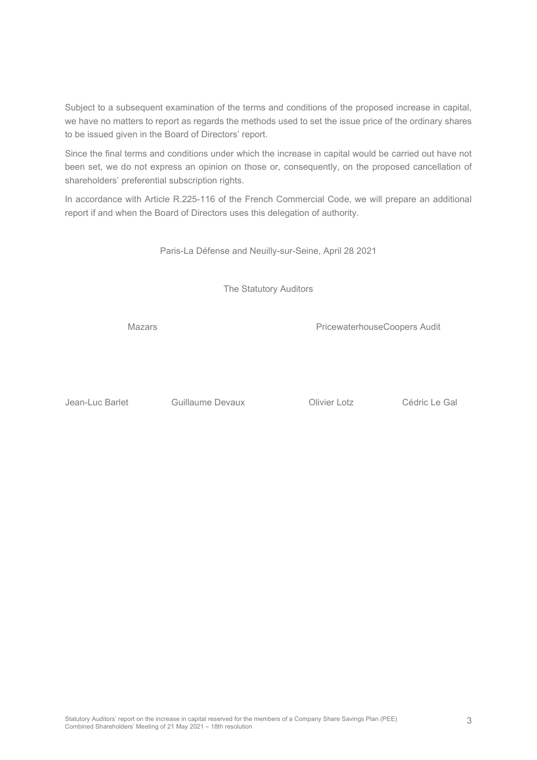Subject to a subsequent examination of the terms and conditions of the proposed increase in capital, we have no matters to report as regards the methods used to set the issue price of the ordinary shares to be issued given in the Board of Directors' report.

Since the final terms and conditions under which the increase in capital would be carried out have not been set, we do not express an opinion on those or, consequently, on the proposed cancellation of shareholders' preferential subscription rights.

In accordance with Article R.225-116 of the French Commercial Code, we will prepare an additional report if and when the Board of Directors uses this delegation of authority.

Paris-La Défense and Neuilly-sur-Seine, April 28 2021

The Statutory Auditors

| Mazars | | PricewaterhouseCoopers Audit | |
|---|---|---|---|
| Jean-Luc Barlet | Guillaume Devaux | Olivier Lotz | Cédric Le Gal |